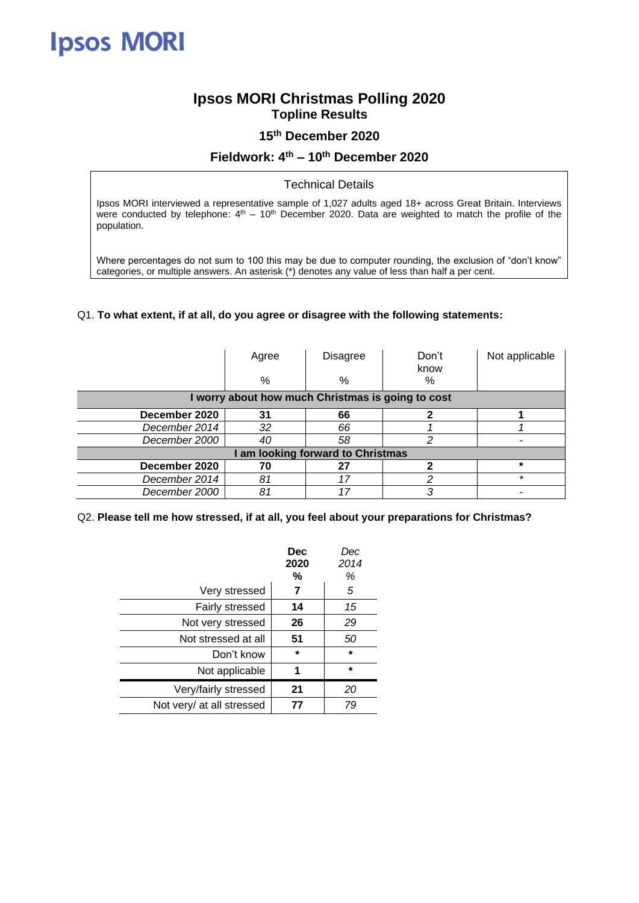Ipsos MORI

# Ipsos MORI Christmas Polling 2020

## Topline Results

### 15th December 2020

### Fieldwork: 4th – 10th December 2020

**Technical Details**

Ipsos MORI interviewed a representative sample of 1,027 adults aged 18+ across Great Britain. Interviews were conducted by telephone: 4th – 10th December 2020. Data are weighted to match the profile of the population.

Where percentages do not sum to 100 this may be due to computer rounding, the exclusion of "don't know" categories, or multiple answers. An asterisk (*) denotes any value of less than half a per cent.

Q1. **To what extent, if at all, do you agree or disagree with the following statements:**

| | Agree % | Disagree % | Don't know % | Not applicable |
|---|---|---|---|---|
| **I worry about how much Christmas is going to cost** | | | | |
| **December 2020** | **31** | **66** | **2** | **1** |
| *December 2014* | *32* | *66* | *1* | *1* |
| *December 2000* | *40* | *58* | *2* | - |
| **I am looking forward to Christmas** | | | | |
| **December 2020** | **70** | **27** | **2** | * |
| *December 2014* | *81* | *17* | *2* | * |
| *December 2000* | *81* | *17* | *3* | - |

Q2. **Please tell me how stressed, if at all, you feel about your preparations for Christmas?**

| | **Dec 2020 %** | *Dec 2014 %* |
|---|---|---|
| Very stressed | **7** | *5* |
| Fairly stressed | **14** | *15* |
| Not very stressed | **26** | *29* |
| Not stressed at all | **51** | *50* |
| Don't know | * | * |
| Not applicable | **1** | * |
| Very/fairly stressed | **21** | *20* |
| Not very/ at all stressed | **77** | *79* |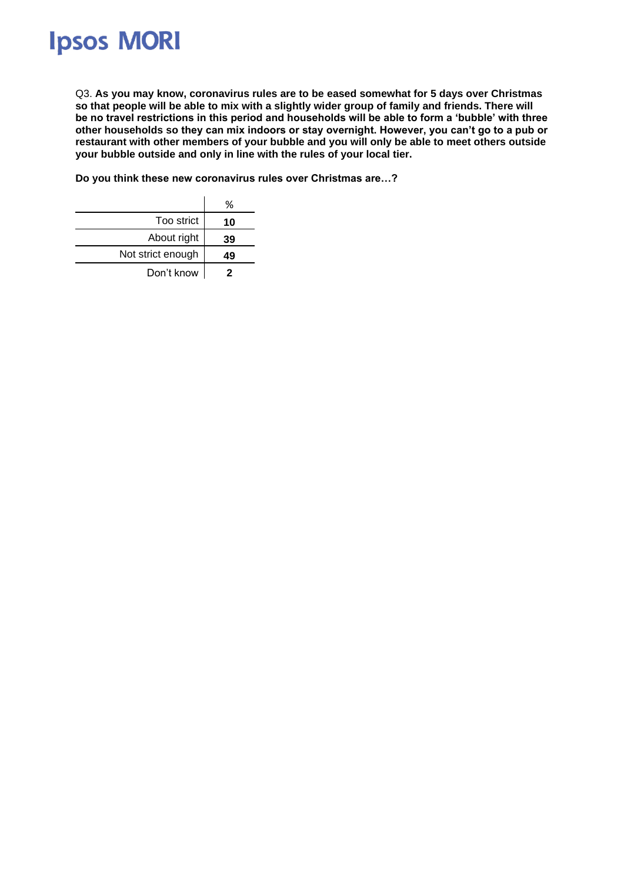Q3. **As you may know, coronavirus rules are to be eased somewhat for 5 days over Christmas so that people will be able to mix with a slightly wider group of family and friends. There will be no travel restrictions in this period and households will be able to form a 'bubble' with three other households so they can mix indoors or stay overnight. However, you can't go to a pub or restaurant with other members of your bubble and you will only be able to meet others outside your bubble outside and only in line with the rules of your local tier.**

**Do you think these new coronavirus rules over Christmas are…?**

| | % |
|---|---|
| Too strict | **10** |
| About right | **39** |
| Not strict enough | **49** |
| Don't know | **2** |